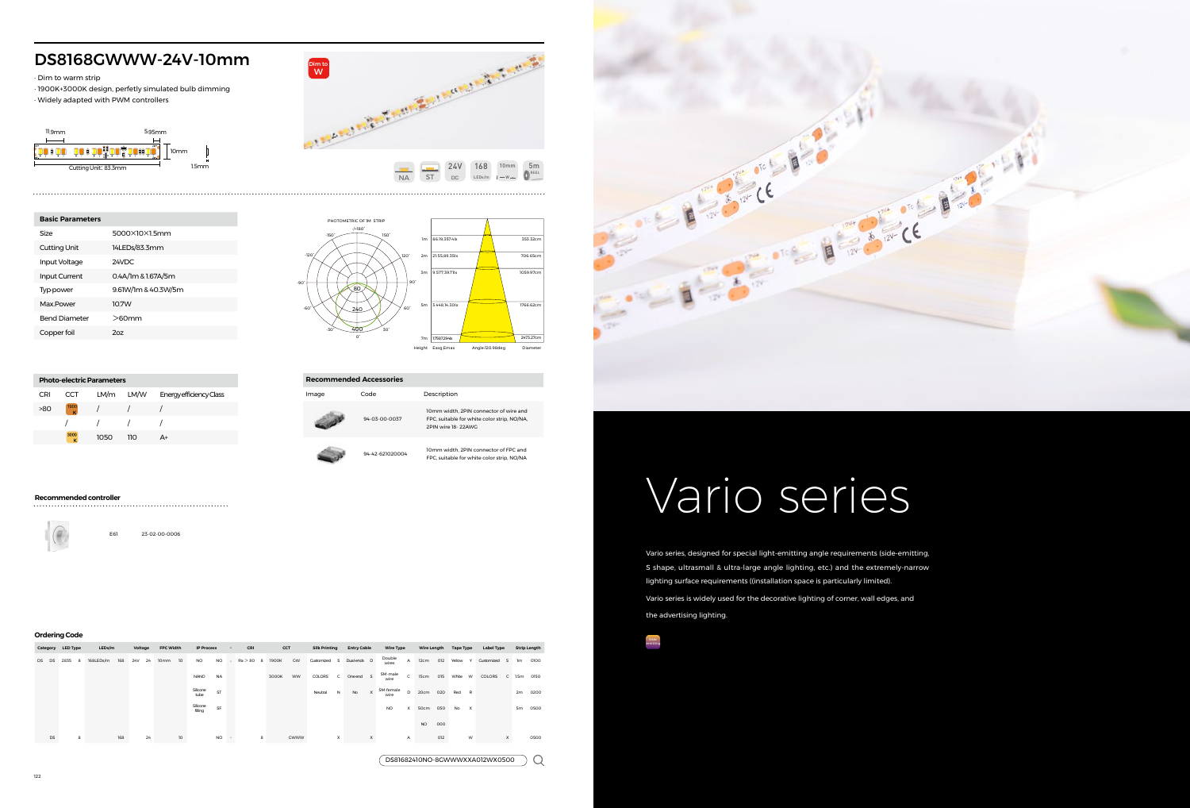# DS8168GWWW-24V-10mm

· Dim to warm strip
· 1900K+3000K design, perfetly simulated bulb dimming
· Widely adapted with PWM controllers

11.9mm 5.95mm 10mm 1.5mm
Cutting Unit: 83.3mm

Dim to W

NA ST 24V DC 168 LEDs/m 10mm 5m REEL

| Basic Parameters | |
|---|---|
| Size | 5000×10×1.5mm |
| Cutting Unit | 14LEDs/83.3mm |
| Input Voltage | 24VDC |
| Input Current | 0.4A/1m & 1.67A/5m |
| Typ.power | 9.61W/1m & 40.3W/5m |
| Max.Power | 10.7W |
| Bend Diameter | >60mm |
| Copper foil | 2oz |

PHOTOMETRIC OF 1M STRIP

| Height | Eavg,Emax | Diameter |
|---|---|---|
| 1m | 66.19,357.4lx | 353.32cm |
| 2m | 21.55,89.35lx | 706.65cm |
| 3m | 9.577,39.71lx | 1059.97cm |
| 5m | 3.448,14.30lx | 1766.62cm |
| 7m | 1.759,7.29lx | 2473.27cm |

Angle:120.98deg

| Photo-electric Parameters | | | | |
|---|---|---|---|---|
| CRI | CCT | LM/m | LM/W | Energy efficiency Class |
| >80 | 1900K | / | / | / |
| | / | / | / | / |
| | 3000K | 1050 | 110 | A+ |

| Recommended Accessories | | |
|---|---|---|
| Image | Code | Description |
| | 94-03-00-0037 | 10mm width, 2PIN connector of wire and FPC, suitable for white color strip, NO/NA, 2PIN wire 18~22AWG |
| | 94-42-621020004 | 10mm width, 2PIN connector of FPC and FPC, suitable for white color strip, NO/NA |

**Recommended controller**

E61 23-02-00-0006

**Ordering Code**

| Category | | LED Type | | LEDs/m | | Voltage | | FPC Width | | IP Process | | - | CRI | | CCT | | Silk Printing | | Entry Cable | | Wire Type | | Wire Length | | Tape Type | | Label Type | | Strip Length | |
|---|---|---|---|---|---|---|---|---|---|---|---|---|---|---|---|---|---|---|---|---|---|---|---|---|---|---|---|---|---|---|
| DS | DS | 2835 | 8 | 168LEDs/m | 168 | 24V | 24 | 10mm | 10 | NO | NO | - | Ra>80 | 8 | 1900K | CW | Customized | S | Dual-ends | D | Double wires | A | 12cm | 012 | Yellow | Y | Customized | S | 1m | 0100 |
| | | | | | | | | | | NANO | NA | | | | 3000K | WW | COLORS | C | One-end | S | SM-male wire | C | 15cm | 015 | White | W | COLORS | C | 1.5m | 0150 |
| | | | | | | | | | | Silicone tube | ST | | | | | | Neutral | N | No | X | SM-female wire | D | 20cm | 020 | Red | R | | | 2m | 0200 |
| | | | | | | | | | | Silicone filling | SF | | | | | | | | | | NO | X | 50cm | 050 | No | X | | | 5m | 0500 |
| | | | | | | | | | | | | | | | | | | | | | | | NO | 000 | | | | | | |
| | DS | | 8 | | 168 | | 24 | | 10 | | NO | - | | 8 | | GWWW | | X | | X | | A | | 012 | | W | | X | | 0500 |

DS81682410NO-8GWWWXXA012WX0500

# Vario series

Vario series, designed for special light-emitting angle requirements (side-emitting, S shape, ultrasmall & ultra-large angle lighting, etc.) and the extremely-narrow lighting surface requirements ((installation space is particularly limited).

Vario series is widely used for the decorative lighting of corner, wall edges, and the advertising lighting.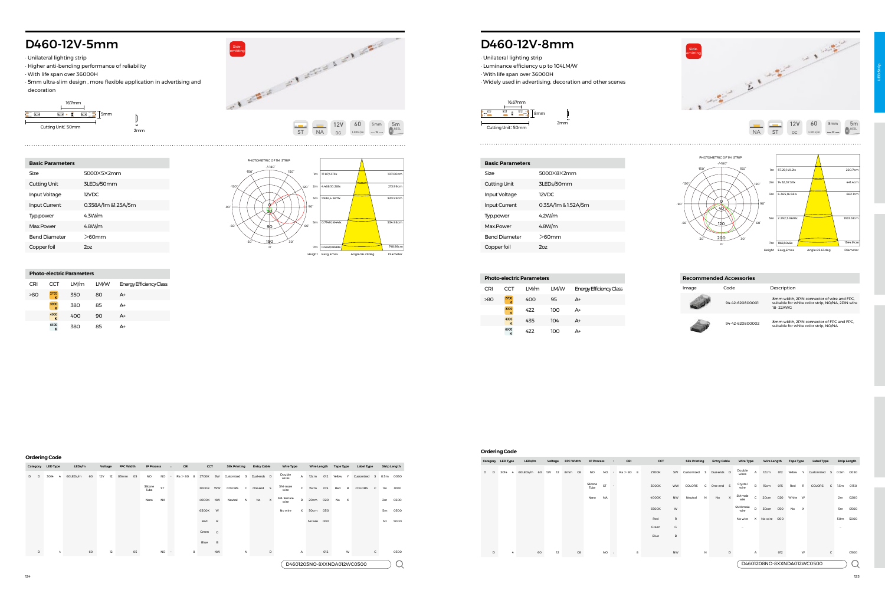# D460-12V-5mm

- Unilateral lighting strip
- Higher anti-bending performance of reliability
- With life span over 36000H
- 5mm ultra-slim design , more flexible application in advertising and decoration

16.7mm | 5mm | Cutting Unit: 50mm | 2mm

Side-emitting

ST | NA | 12V DC | 60 LEDs/m | 5mm | 5m REEL

| Basic Parameters | |
|---|---|
| Size | 5000×5×2mm |
| Cutting Unit | 3LEDs/50mm |
| Input Voltage | 12VDC |
| Input Current | 0.358A/1m &1.25A/5m |
| Typ.power | 4.3W/m |
| Max.Power | 4.8W/m |
| Bend Diameter | >60mm |
| Copper foil | 2oz |

PHOTOMETRIC OF 1M STRIP

| Height | Eavg.Emax | Diameter |
|---|---|---|
| 1m | 17.87/41.71lx | 107.00cm |
| 2m | 4.468/10.28lx | 213.99cm |
| 3m | 1.986/4.567lx | 320.99cm |
| 5m | 0.7149/1.644lx | 534.98cm |
| 7m | 0.3647/0.8389lx | 748.98cm |

Angle:56.29deg

| Photo-electric Parameters | | | | |
|---|---|---|---|---|
| CRI | CCT | LM/m | LM/W | Energy Efficiency Class |
| >80 | 2700K | 350 | 80 | A+ |
| | 3000K | 380 | 85 | A+ |
| | 4000K | 400 | 90 | A+ |
| | 6500K | 380 | 85 | A+ |

### Ordering Code

| Category | | LED Type | | LEDs/m | | Voltage | | FPC Width | | IP Process | | - | CRI | | CCT | | Silk Printing | | Entry Cable | | Wire Type | | Wire Length | | Tape Type | | Label Type | | Strip Length | |
|---|---|---|---|---|---|---|---|---|---|---|---|---|---|---|---|---|---|---|---|---|---|---|---|---|---|---|---|---|---|---|
| D | D | 3014 | 4 | 60LEDs/m | 60 | 12V | 12 | 05mm | 05 | NO | NO | - | Ra>80 | 8 | 2700K | SW | Customized | S | Dual-ends | D | Double wires | A | 12cm | 012 | Yellow | Y | Customized | S | 0.5m | 0050 |
| | | | | | | | | | | Silicone Tube | ST | | | | 3000K | WW | COLORS | C | One end | S | SM-male wire | C | 15cm | 015 | Red | R | COLORS | C | 1m | 0100 |
| | | | | | | | | | | Nano | NA | | | | 4000K | NW | Neutral | N | No | X | SM-female wire | D | 20cm | 020 | No | X | | | 2m | 0200 |
| | | | | | | | | | | | | | | | 6500K | W | | | | | No wire | X | 50cm | 050 | | | | | 5m | 0500 |
| | | | | | | | | | | | | | | | Red | R | | | | | | | No wire | 000 | | | | | 50 | 5000 |
| | | | | | | | | | | | | | | | Green | G | | | | | | | | | | | | | | |
| | | | | | | | | | | | | | | | Blue | B | | | | | | | | | | | | | | |
| | D | | 4 | | 60 | | 12 | | 05 | | NO | - | | 8 | | NW | | N | | D | | A | | 012 | | W | | C | | 0500 |

D4601205NO-8XXNDA012WC0500

# D460-12V-8mm

- Unilateral lighting strip
- Luminance efficiency up to 104LM/W
- With life span over 36000H
- Widely used in advertising, decoration and other scenes

16.67mm | 8mm | Cutting Unit: 50mm | 2mm

Side-emitting

NA | ST | 12V DC | 60 LEDs/m | 8mm | 5m REEL

| Basic Parameters | |
|---|---|
| Size | 5000×8×2mm |
| Cutting Unit | 3LEDs/50mm |
| Input Voltage | 12VDC |
| Input Current | 0.35A/1m & 1.52A/5m |
| Typ.power | 4.2W/m |
| Max.Power | 4.8W/m |
| Bend Diameter | >60mm |
| Copper foil | 2oz |

PHOTOMETRIC OF 1M STRIP

| Height | Eavg.Emax | Diameter |
|---|---|---|
| 1m | 57.29/149.2lx | 220.7cm |
| 2m | 14.32/37.31lx | 441.4cm |
| 3m | 6.365/16.58lx | 662.1cm |
| 5m | 2.292/5.969lx | 1103.51cm |
| 7m | 1.169/3.046lx | 1544.81cm |

Angle:95.63deg

| Photo-electric Parameters | | | | |
|---|---|---|---|---|
| CRI | CCT | LM/m | LM/W | Energy Efficiency Class |
| >80 | 2700K | 400 | 95 | A+ |
| | 3000K | 422 | 100 | A+ |
| | 4000K | 435 | 104 | A+ |
| | 6500K | 422 | 100 | A+ |

| Recommended Accessories | | |
|---|---|---|
| Image | Code | Description |
| | 94-42-620800001 | 8mm width, 2PIN connector of wire and FPC, suitable for white color strip, NO/NA, 2PIN wire 18-22AWG |
| | 94-42-620800002 | 8mm width, 2PIN connector of FPC and FPC, suitable for white color strip, NO/NA |

### Ordering Code

| Category | | LED Type | | LEDs/m | | Voltage | | FPC Width | | IP Process | | - | CRI | | CCT | | Silk Printing | | Entry Cable | | Wire Type | | Wire Length | | Tape Type | | Label Type | | Strip Length | |
|---|---|---|---|---|---|---|---|---|---|---|---|---|---|---|---|---|---|---|---|---|---|---|---|---|---|---|---|---|---|---|
| D | D | 3014 | 4 | 60LEDs/m | 60 | 12V | 12 | 8mm | 08 | NO | NO | - | Ra>80 | 8 | 2700K | SW | Customized | S | Dual-ends | D | Double wires | A | 12cm | 012 | Yellow | Y | Customized | S | 0.5m | 0050 |
| | | | | | | | | | | Silicone Tube | ST | - | | | 3000K | WW | COLORS | C | One end | S | Crystal wire | B | 15cm | 015 | Red | R | COLORS | C | 1.5m | 0150 |
| | | | | | | | | | | Nano | NA | | | | 4000K | NW | Neutral | N | No | X | SM-male wire | C | 20cm | 020 | White | W | | | 2m | 0200 |
| | | | | | | | | | | | | | | | 6500K | W | | | | | SM-female wire | D | 50cm | 050 | No | X | | | 5m | 0500 |
| | | | | | | | | | | | | | | | Red | R | | | | | No wire | X | No wire | 000 | | | | | 50m | 5000 |
| | | | | | | | | | | | | | | | Green | G | | | | | ... | | | | | | | | ... | |
| | | | | | | | | | | | | | | | Blue | B | | | | | | | | | | | | | | |
| | D | | 4 | | 60 | | 12 | | 08 | | NO | - | | 8 | | NW | | N | | D | | A | | 012 | | W | | C | | 0500 |

D4601208NO-8XXNDA012WC0500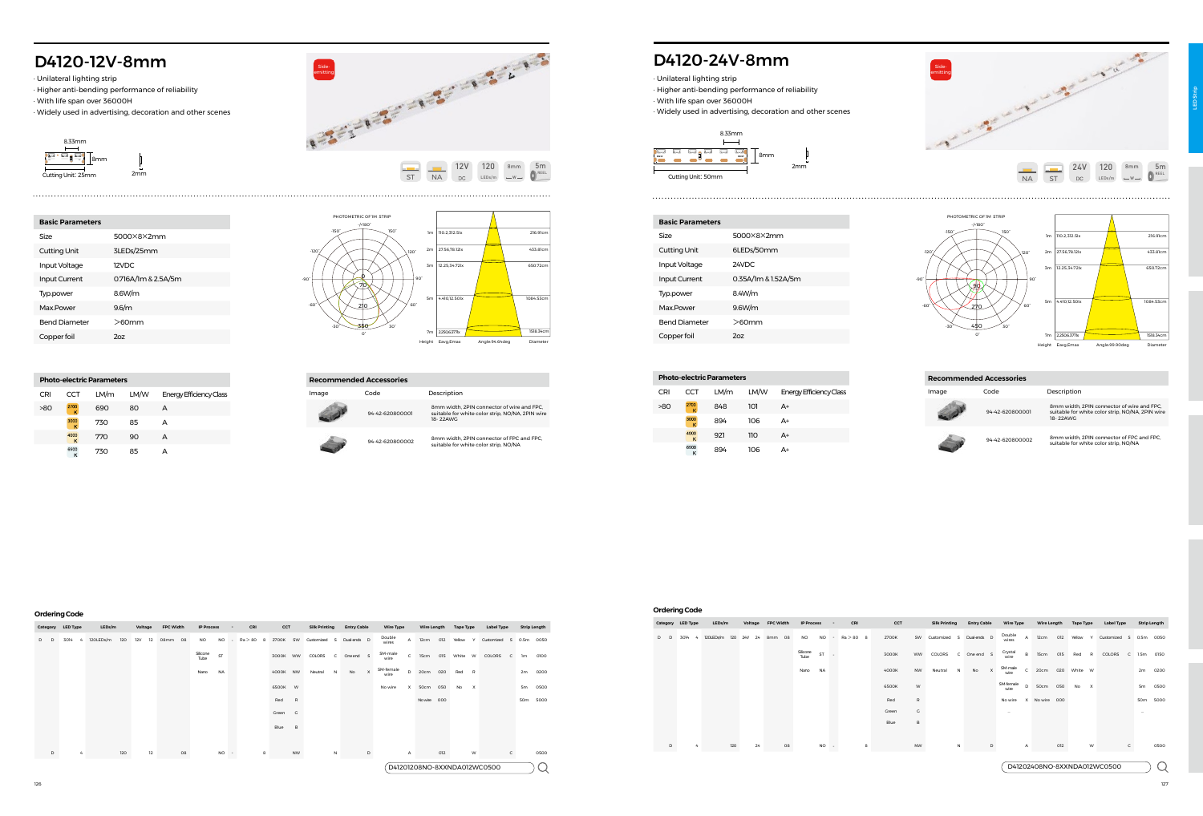# D4120-12V-8mm

- Unilateral lighting strip
- Higher anti-bending performance of reliability
- With life span over 36000H
- Widely used in advertising, decoration and other scenes

8.33mm
8mm
Cutting Unit: 25mm
2mm

Side-emitting

ST NA 12V DC 120 LEDs/m 8mm W 5m REEL

| Basic Parameters | |
|---|---|
| Size | 5000×8×2mm |
| Cutting Unit | 3LEDs/25mm |
| Input Voltage | 12VDC |
| Input Current | 0.716A/1m & 2.5A/5m |
| Typ.power | 8.6W/m |
| Max.Power | 9.6/m |
| Bend Diameter | >60mm |
| Copper foil | 2oz |

PHOTOMETRIC OF 1M STRIP

1m 110.2,312.5lx 216.91cm
2m 27.56,78.12lx 433.81cm
3m 12.25,34.72lx 650.72cm
5m 4.410,12.50lx 1084.53cm
7m 2.250,6.377lx 1518.34cm
Height Eavg,Emax Angle:94.64deg Diameter

| Photo-electric Parameters | | | | |
|---|---|---|---|---|
| CRI | CCT | LM/m | LM/W | Energy Efficiency Class |
| >80 | 2700K | 690 | 80 | A |
| | 3000K | 730 | 85 | A |
| | 4000K | 770 | 90 | A |
| | 6500K | 730 | 85 | A |

| Recommended Accessories | | |
|---|---|---|
| Image | Code | Description |
| | 94-42-620800001 | 8mm width, 2PIN connector of wire and FPC, suitable for white color strip, NO/NA, 2PIN wire 18-22AWG |
| | 94-42-620800002 | 8mm width, 2PIN connector of FPC and FPC, suitable for white color strip, NO/NA |

## Ordering Code

| Category | | LED Type | | LEDs/m | | Voltage | | FPC Width | | IP Process | | - | CRI | | CCT | | Silk Printing | | Entry Cable | | Wire Type | | Wire Length | | Tape Type | | Label Type | | Strip Length | |
|---|---|---|---|---|---|---|---|---|---|---|---|---|---|---|---|---|---|---|---|---|---|---|---|---|---|---|---|---|---|---|
| D | D | 3014 | 4 | 120LEDs/m | 120 | 12V | 12 | 0.8mm | 08 | NO | NO | - | Ra>80 | 8 | 2700K | SW | Customized | S | Dual-ends | D | Double wires | A | 12cm | 012 | Yellow | Y | Customized | S | 0.5m | 0050 |
| | | | | | | | | | | Silicone Tube | ST | | | | 3000K | WW | COLORS | C | One end | S | SM-male wire | C | 15cm | 015 | White | W | COLORS | C | 1m | 0100 |
| | | | | | | | | | | Nano | NA | | | | 4000K | NW | Neutral | N | No | X | SM-female wire | D | 20cm | 020 | Red | R | | | 2m | 0200 |
| | | | | | | | | | | | | | | | 6500K | W | | | | | No wire | X | 50cm | 050 | No | X | | | 5m | 0500 |
| | | | | | | | | | | | | | | | Red | R | | | | | | | No wire | 000 | | | | | 50m | 5000 |
| | | | | | | | | | | | | | | | Green | G | | | | | | | | | | | | | | |
| | | | | | | | | | | | | | | | Blue | B | | | | | | | | | | | | | | |
| D | | 4 | | 120 | | 12 | | 08 | | NO | | - | 8 | | NW | | N | | D | | A | | 012 | | W | | C | | 0500 | |

D41201208NO-8XXNDA012WC0500

# D4120-24V-8mm

- Unilateral lighting strip
- Higher anti-bending performance of reliability
- With life span over 36000H
- Widely used in advertising, decoration and other scenes

8.33mm
8mm
2mm
Cutting Unit: 50mm

Side-emitting

NA ST 24V DC 120 LEDs/m 8mm W 5m REEL

| Basic Parameters | |
|---|---|
| Size | 5000×8×2mm |
| Cutting Unit | 6LEDs/50mm |
| Input Voltage | 24VDC |
| Input Current | 0.35A/1m & 1.52A/5m |
| Typ.power | 8.4W/m |
| Max.Power | 9.6W/m |
| Bend Diameter | >60mm |
| Copper foil | 2oz |

PHOTOMETRIC OF 1M STRIP

1m 110.2,312.5lx 216.91cm
2m 27.56,78.12lx 433.81cm
3m 12.25,34.72lx 650.72cm
5m 4.410,12.50lx 1084.53cm
7m 2.250,6.377lx 1518.34cm
Height Eavg,Emax Angle:99.90deg Diameter

| Photo-electric Parameters | | | | |
|---|---|---|---|---|
| CRI | CCT | LM/m | LM/W | Energy Efficiency Class |
| >80 | 2700K | 848 | 101 | A+ |
| | 3000K | 894 | 106 | A+ |
| | 4000K | 921 | 110 | A+ |
| | 6500K | 894 | 106 | A+ |

| Recommended Accessories | | |
|---|---|---|
| Image | Code | Description |
| | 94-42-620800001 | 8mm width, 2PIN connector of wire and FPC, suitable for white color strip, NO/NA, 2PIN wire 18-22AWG |
| | 94-42-620800002 | 8mm width, 2PIN connector of FPC and FPC, suitable for white color strip, NO/NA |

## Ordering Code

| Category | | LED Type | | LEDs/m | | Voltage | | FPC Width | | IP Process | | - | CRI | | CCT | | Silk Printing | | Entry Cable | | Wire Type | | Wire Length | | Tape Type | | Label Type | | Strip Length | |
|---|---|---|---|---|---|---|---|---|---|---|---|---|---|---|---|---|---|---|---|---|---|---|---|---|---|---|---|---|---|---|
| D | D | 3014 | 4 | 120LEDs/m | 120 | 24V | 24 | 8mm | 08 | NO | NO | - | Ra>80 | 8 | 2700K | SW | Customized | S | Dual-ends | D | Double wires | A | 12cm | 012 | Yellow | Y | Customized | S | 0.5m | 0050 |
| | | | | | | | | | | Silicone Tube | ST | - | | | 3000K | WW | COLORS | C | One end | S | Crystal wire | B | 15cm | 015 | Red | R | COLORS | C | 1.5m | 0150 |
| | | | | | | | | | | Nano | NA | | | | 4000K | NW | Neutral | N | No | X | SM-male wire | C | 20cm | 020 | White | W | | | 2m | 0200 |
| | | | | | | | | | | | | | | | 6500K | W | | | | | SM-female wire | D | 50cm | 050 | No | X | | | 5m | 0500 |
| | | | | | | | | | | | | | | | Red | R | | | | | No wire | X | No wire | 000 | | | | | 50m | 5000 |
| | | | | | | | | | | | | | | | Green | G | | | | | ... | | | | | | | | ... | |
| | | | | | | | | | | | | | | | Blue | B | | | | | | | | | | | | | | |
| D | | 4 | | 120 | | 24 | | 08 | | NO | | - | 8 | | NW | | N | | D | | A | | 012 | | W | | C | | 0500 | |

D41202408NO-8XXNDA012WC0500